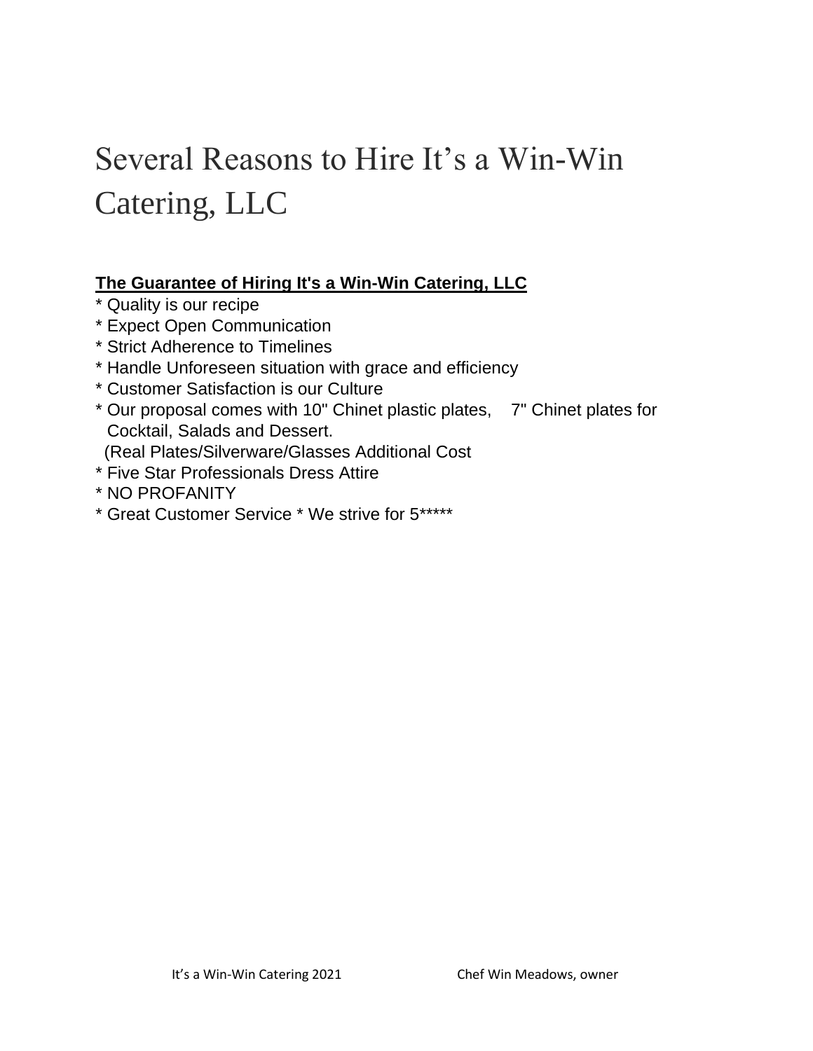# Several Reasons to Hire It's a Win-Win Catering, LLC

**The Guarantee of Hiring It's a Win-Win Catering, LLC**

* Quality is our recipe
* Expect Open Communication
* Strict Adherence to Timelines
* Handle Unforeseen situation with grace and efficiency
* Customer Satisfaction is our Culture
* Our proposal comes with 10" Chinet plastic plates, 7" Chinet plates for Cocktail, Salads and Dessert.
  (Real Plates/Silverware/Glasses Additional Cost
* Five Star Professionals Dress Attire
* NO PROFANITY
* Great Customer Service * We strive for 5*****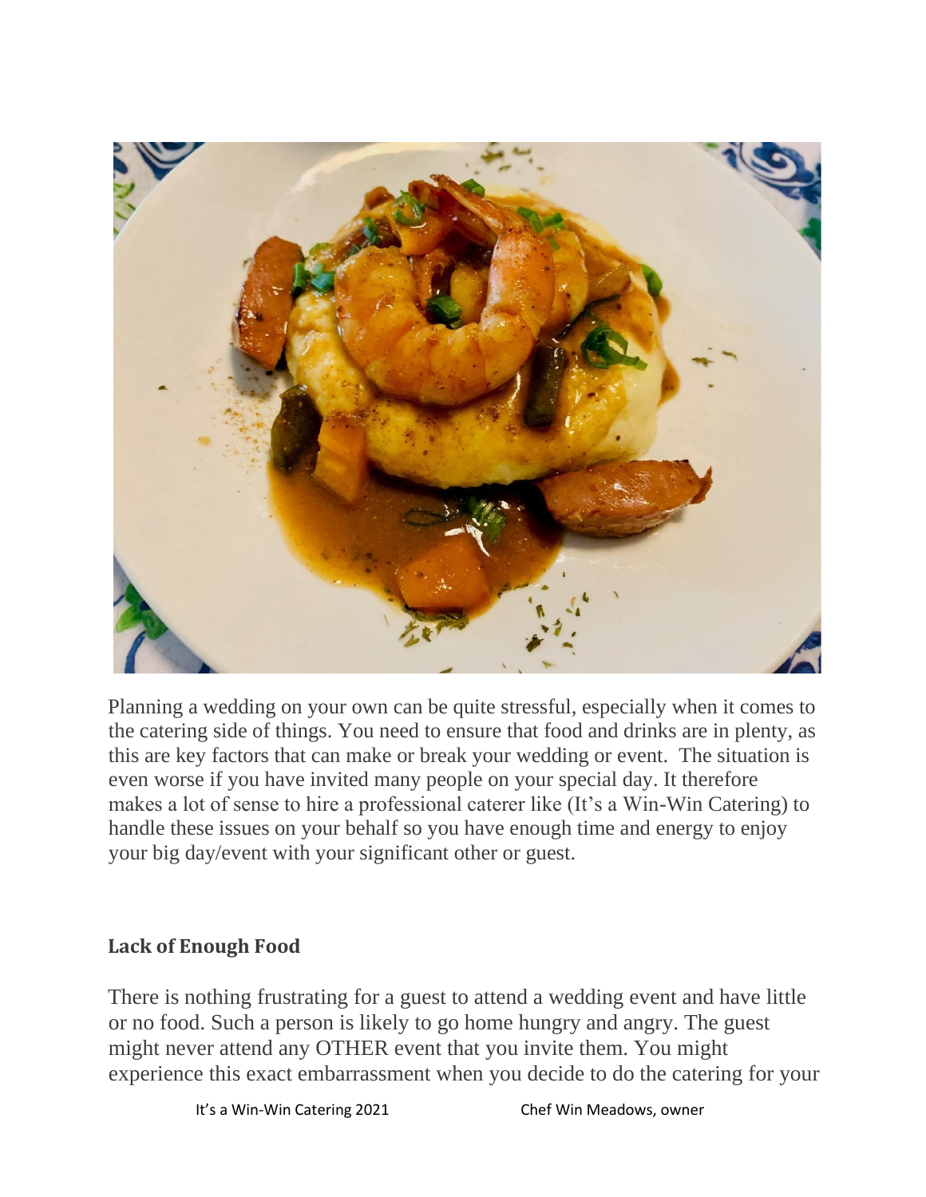Planning a wedding on your own can be quite stressful, especially when it comes to the catering side of things. You need to ensure that food and drinks are in plenty, as this are key factors that can make or break your wedding or event. The situation is even worse if you have invited many people on your special day. It therefore makes a lot of sense to hire a professional caterer like (It's a Win-Win Catering) to handle these issues on your behalf so you have enough time and energy to enjoy your big day/event with your significant other or guest.

**Lack of Enough Food**

There is nothing frustrating for a guest to attend a wedding event and have little or no food. Such a person is likely to go home hungry and angry. The guest might never attend any OTHER event that you invite them. You might experience this exact embarrassment when you decide to do the catering for your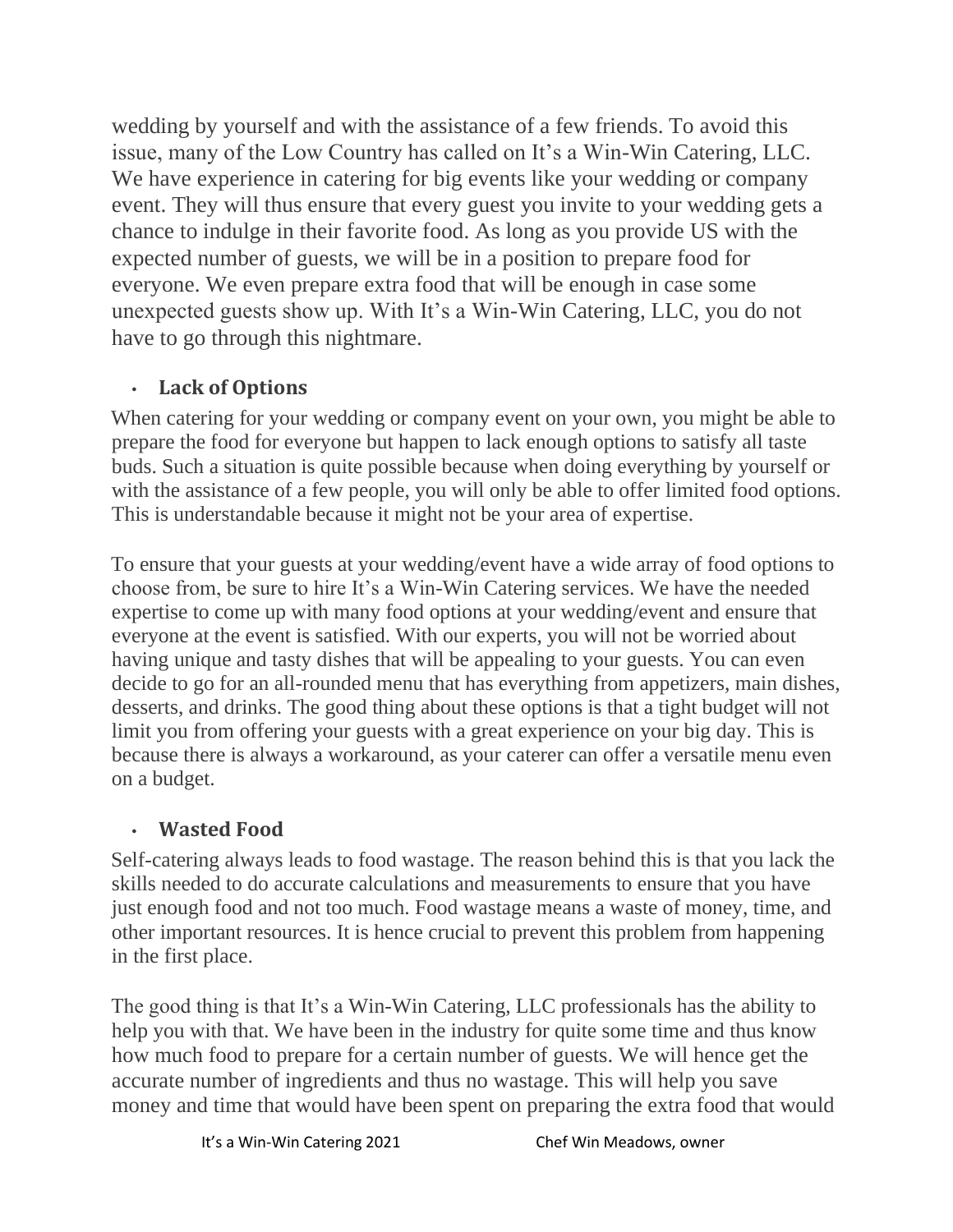wedding by yourself and with the assistance of a few friends. To avoid this issue, many of the Low Country has called on It's a Win-Win Catering, LLC. We have experience in catering for big events like your wedding or company event. They will thus ensure that every guest you invite to your wedding gets a chance to indulge in their favorite food. As long as you provide US with the expected number of guests, we will be in a position to prepare food for everyone. We even prepare extra food that will be enough in case some unexpected guests show up. With It's a Win-Win Catering, LLC, you do not have to go through this nightmare.

- **Lack of Options**

When catering for your wedding or company event on your own, you might be able to prepare the food for everyone but happen to lack enough options to satisfy all taste buds. Such a situation is quite possible because when doing everything by yourself or with the assistance of a few people, you will only be able to offer limited food options. This is understandable because it might not be your area of expertise.

To ensure that your guests at your wedding/event have a wide array of food options to choose from, be sure to hire It's a Win-Win Catering services. We have the needed expertise to come up with many food options at your wedding/event and ensure that everyone at the event is satisfied. With our experts, you will not be worried about having unique and tasty dishes that will be appealing to your guests. You can even decide to go for an all-rounded menu that has everything from appetizers, main dishes, desserts, and drinks. The good thing about these options is that a tight budget will not limit you from offering your guests with a great experience on your big day. This is because there is always a workaround, as your caterer can offer a versatile menu even on a budget.

- **Wasted Food**

Self-catering always leads to food wastage. The reason behind this is that you lack the skills needed to do accurate calculations and measurements to ensure that you have just enough food and not too much. Food wastage means a waste of money, time, and other important resources. It is hence crucial to prevent this problem from happening in the first place.

The good thing is that It's a Win-Win Catering, LLC professionals has the ability to help you with that. We have been in the industry for quite some time and thus know how much food to prepare for a certain number of guests. We will hence get the accurate number of ingredients and thus no wastage. This will help you save money and time that would have been spent on preparing the extra food that would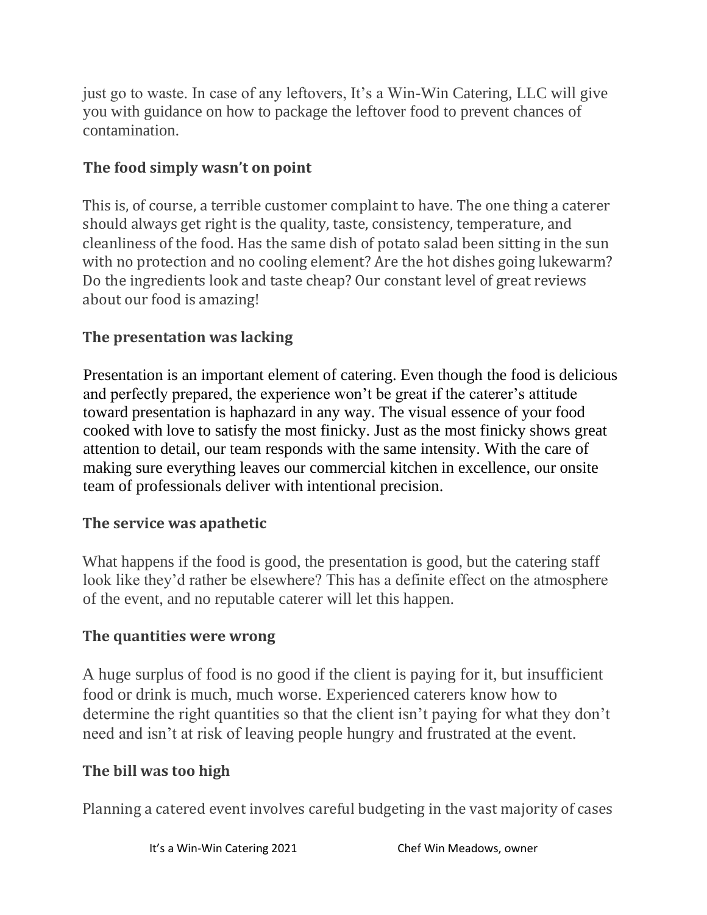just go to waste. In case of any leftovers, It's a Win-Win Catering, LLC will give you with guidance on how to package the leftover food to prevent chances of contamination.

### The food simply wasn't on point

This is, of course, a terrible customer complaint to have. The one thing a caterer should always get right is the quality, taste, consistency, temperature, and cleanliness of the food. Has the same dish of potato salad been sitting in the sun with no protection and no cooling element? Are the hot dishes going lukewarm? Do the ingredients look and taste cheap? Our constant level of great reviews about our food is amazing!

### The presentation was lacking

Presentation is an important element of catering. Even though the food is delicious and perfectly prepared, the experience won't be great if the caterer's attitude toward presentation is haphazard in any way. The visual essence of your food cooked with love to satisfy the most finicky. Just as the most finicky shows great attention to detail, our team responds with the same intensity. With the care of making sure everything leaves our commercial kitchen in excellence, our onsite team of professionals deliver with intentional precision.

### The service was apathetic

What happens if the food is good, the presentation is good, but the catering staff look like they'd rather be elsewhere? This has a definite effect on the atmosphere of the event, and no reputable caterer will let this happen.

### The quantities were wrong

A huge surplus of food is no good if the client is paying for it, but insufficient food or drink is much, much worse. Experienced caterers know how to determine the right quantities so that the client isn't paying for what they don't need and isn't at risk of leaving people hungry and frustrated at the event.

### The bill was too high

Planning a catered event involves careful budgeting in the vast majority of cases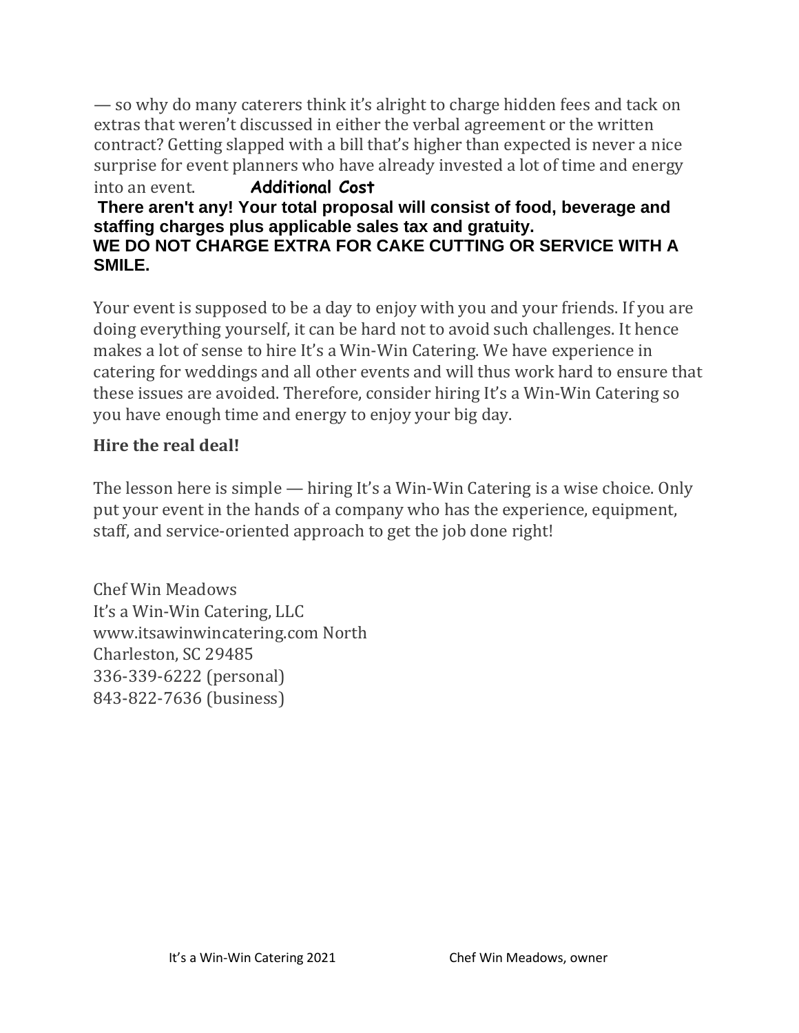— so why do many caterers think it's alright to charge hidden fees and tack on extras that weren't discussed in either the verbal agreement or the written contract? Getting slapped with a bill that's higher than expected is never a nice surprise for event planners who have already invested a lot of time and energy into an event. **Additional Cost**

**There aren't any! Your total proposal will consist of food, beverage and staffing charges plus applicable sales tax and gratuity.**
**WE DO NOT CHARGE EXTRA FOR CAKE CUTTING OR SERVICE WITH A SMILE.**

Your event is supposed to be a day to enjoy with you and your friends. If you are doing everything yourself, it can be hard not to avoid such challenges. It hence makes a lot of sense to hire It's a Win-Win Catering. We have experience in catering for weddings and all other events and will thus work hard to ensure that these issues are avoided. Therefore, consider hiring It's a Win-Win Catering so you have enough time and energy to enjoy your big day.

**Hire the real deal!**

The lesson here is simple — hiring It's a Win-Win Catering is a wise choice. Only put your event in the hands of a company who has the experience, equipment, staff, and service-oriented approach to get the job done right!

Chef Win Meadows
It's a Win-Win Catering, LLC
www.itsawinwincatering.com North Charleston, SC 29485
336-339-6222 (personal)
843-822-7636 (business)